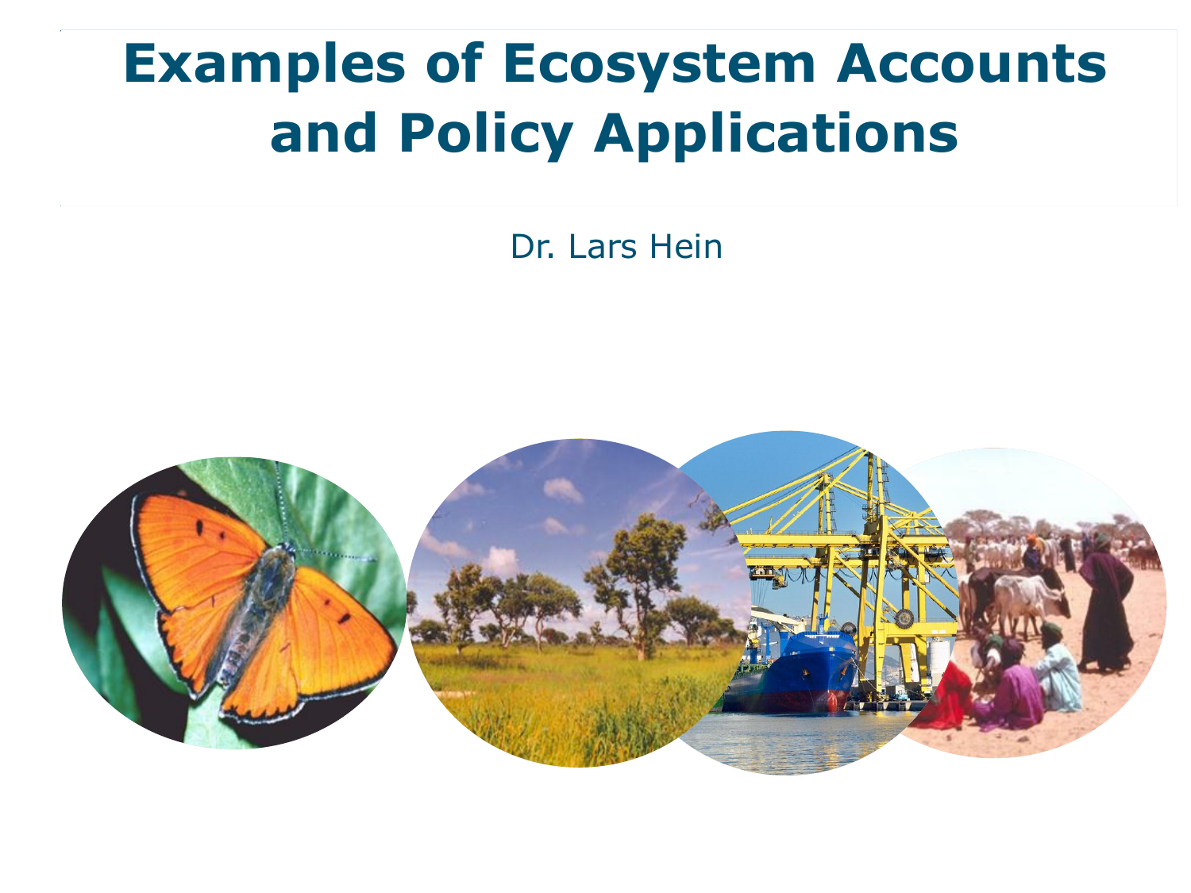# Examples of Ecosystem Accounts and Policy Applications

Dr. Lars Hein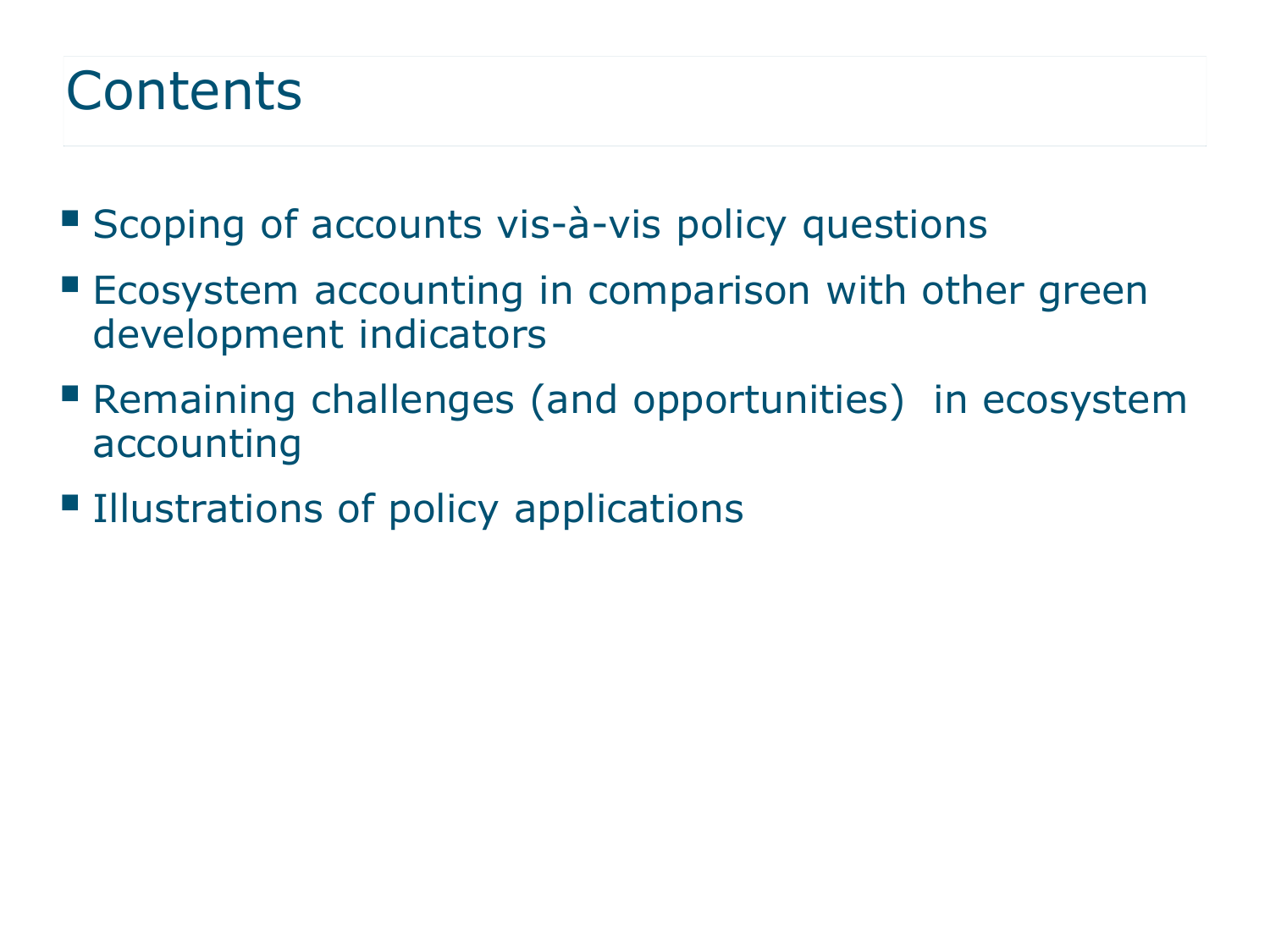# Contents

- Scoping of accounts vis-à-vis policy questions
- Ecosystem accounting in comparison with other green development indicators
- Remaining challenges (and opportunities) in ecosystem accounting
- Illustrations of policy applications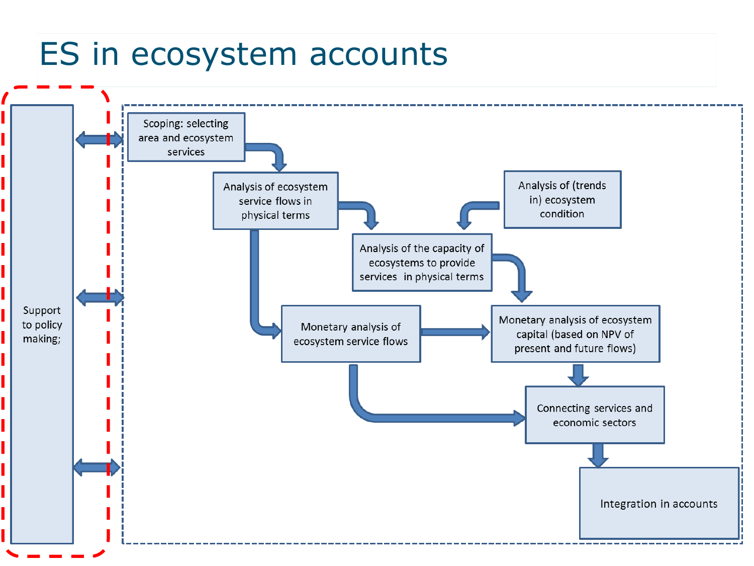# ES in ecosystem accounts

Support to policy making;

Scoping: selecting area and ecosystem services

Analysis of ecosystem service flows in physical terms

Analysis of (trends in) ecosystem condition

Analysis of the capacity of ecosystems to provide services in physical terms

Monetary analysis of ecosystem service flows

Monetary analysis of ecosystem capital (based on NPV of present and future flows)

Connecting services and economic sectors

Integration in accounts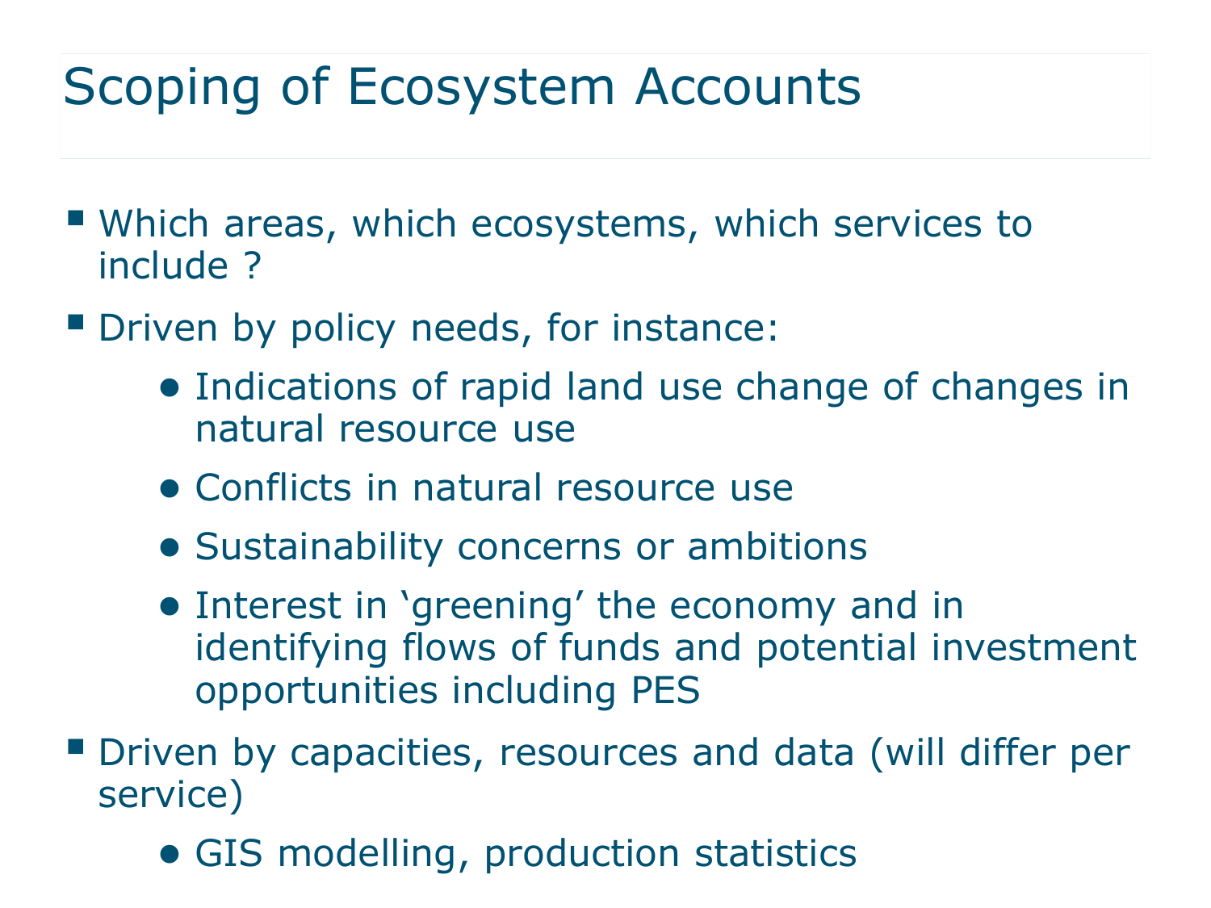# Scoping of Ecosystem Accounts

- Which areas, which ecosystems, which services to include ?
- Driven by policy needs, for instance:
  - Indications of rapid land use change of changes in natural resource use
  - Conflicts in natural resource use
  - Sustainability concerns or ambitions
  - Interest in 'greening' the economy and in identifying flows of funds and potential investment opportunities including PES
- Driven by capacities, resources and data (will differ per service)
  - GIS modelling, production statistics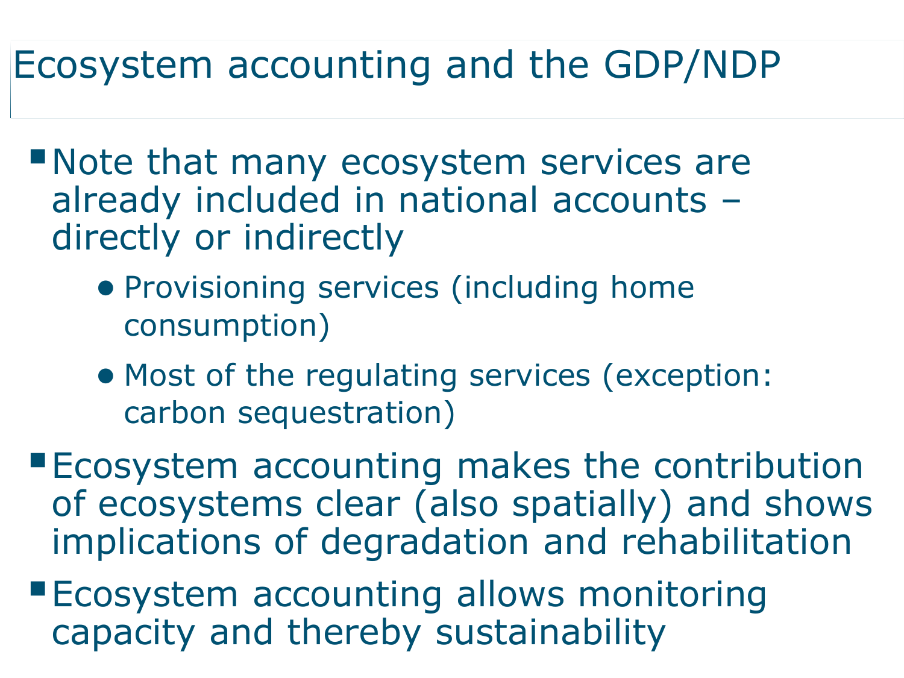# Ecosystem accounting and the GDP/NDP

- Note that many ecosystem services are already included in national accounts – directly or indirectly
  - Provisioning services (including home consumption)
  - Most of the regulating services (exception: carbon sequestration)
- Ecosystem accounting makes the contribution of ecosystems clear (also spatially) and shows implications of degradation and rehabilitation
- Ecosystem accounting allows monitoring capacity and thereby sustainability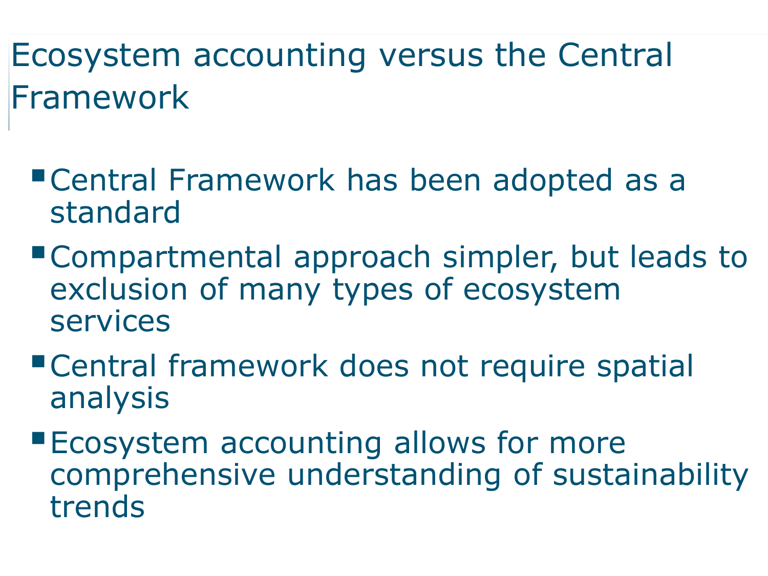# Ecosystem accounting versus the Central Framework

- Central Framework has been adopted as a standard
- Compartmental approach simpler, but leads to exclusion of many types of ecosystem services
- Central framework does not require spatial analysis
- Ecosystem accounting allows for more comprehensive understanding of sustainability trends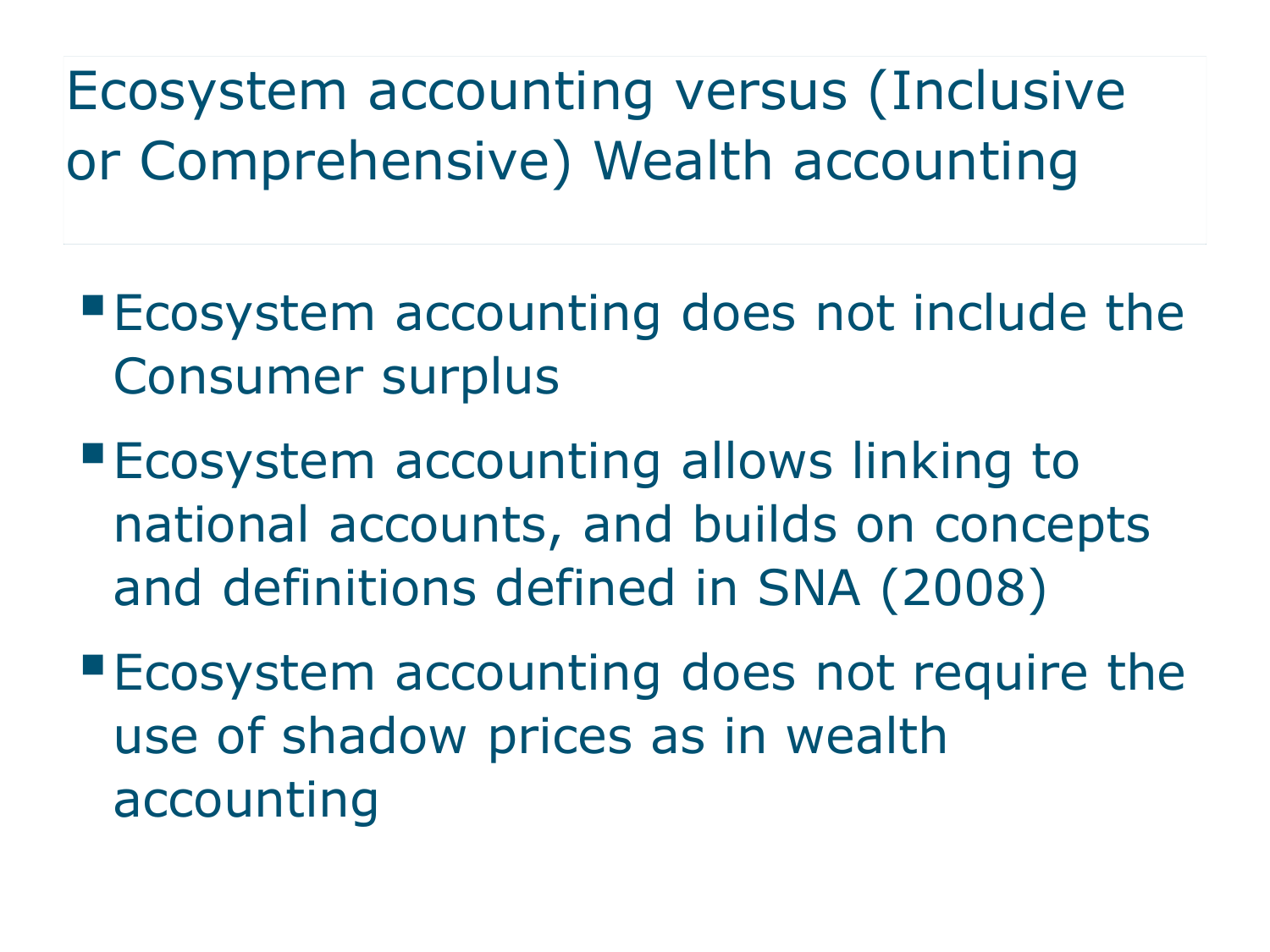# Ecosystem accounting versus (Inclusive or Comprehensive) Wealth accounting

- Ecosystem accounting does not include the Consumer surplus
- Ecosystem accounting allows linking to national accounts, and builds on concepts and definitions defined in SNA (2008)
- Ecosystem accounting does not require the use of shadow prices as in wealth accounting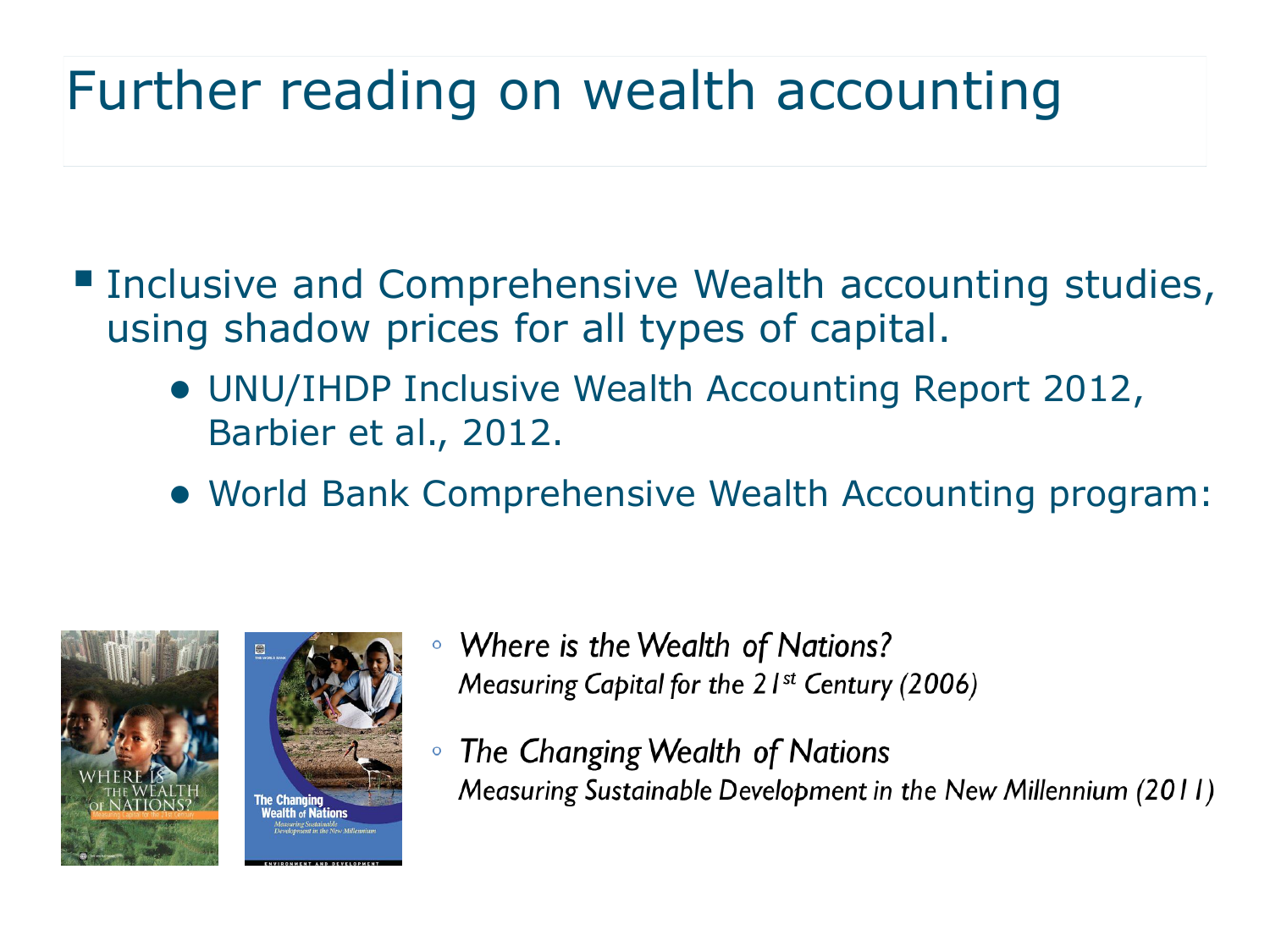# Further reading on wealth accounting

- Inclusive and Comprehensive Wealth accounting studies, using shadow prices for all types of capital.
  - UNU/IHDP Inclusive Wealth Accounting Report 2012, Barbier et al., 2012.
  - World Bank Comprehensive Wealth Accounting program:
    - *Where is the Wealth of Nations?* *Measuring Capital for the 21st Century (2006)*
    - *The Changing Wealth of Nations* *Measuring Sustainable Development in the New Millennium (2011)*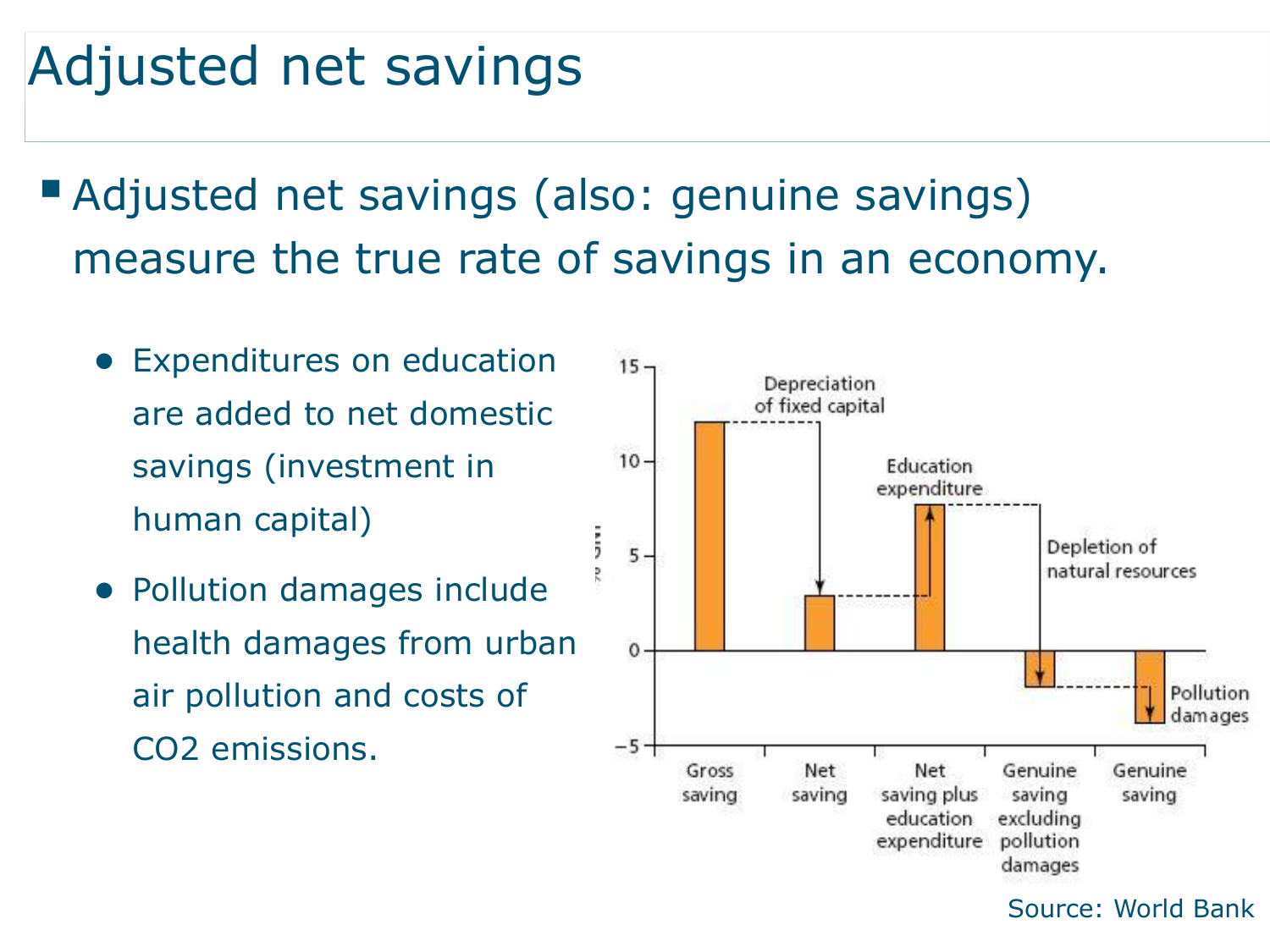# Adjusted net savings

- Adjusted net savings (also: genuine savings) measure the true rate of savings in an economy.
  - Expenditures on education are added to net domestic savings (investment in human capital)
  - Pollution damages include health damages from urban air pollution and costs of $CO_2$ emissions.

Source: World Bank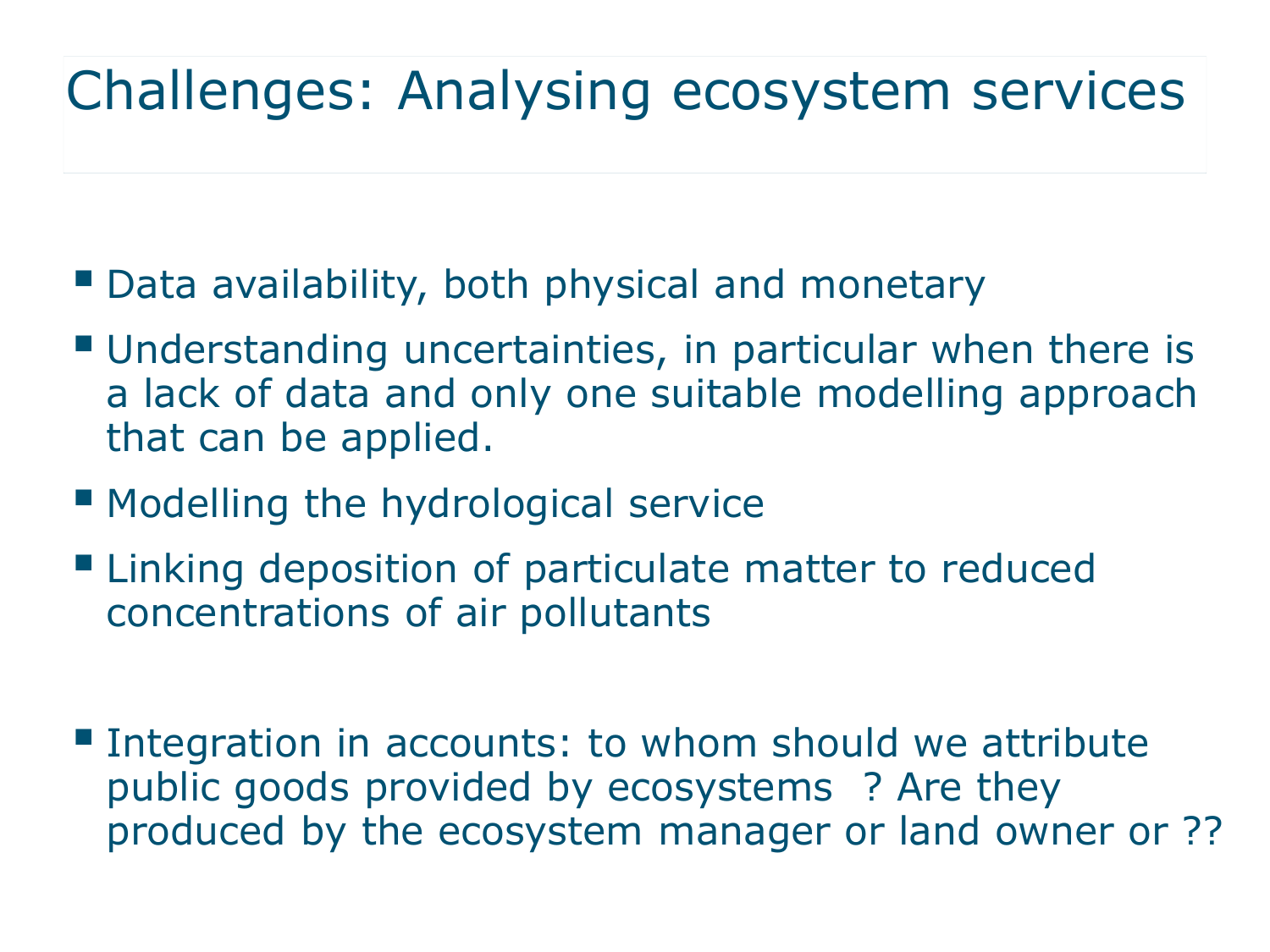# Challenges: Analysing ecosystem services

- Data availability, both physical and monetary
- Understanding uncertainties, in particular when there is a lack of data and only one suitable modelling approach that can be applied.
- Modelling the hydrological service
- Linking deposition of particulate matter to reduced concentrations of air pollutants

- Integration in accounts: to whom should we attribute public goods provided by ecosystems ? Are they produced by the ecosystem manager or land owner or ??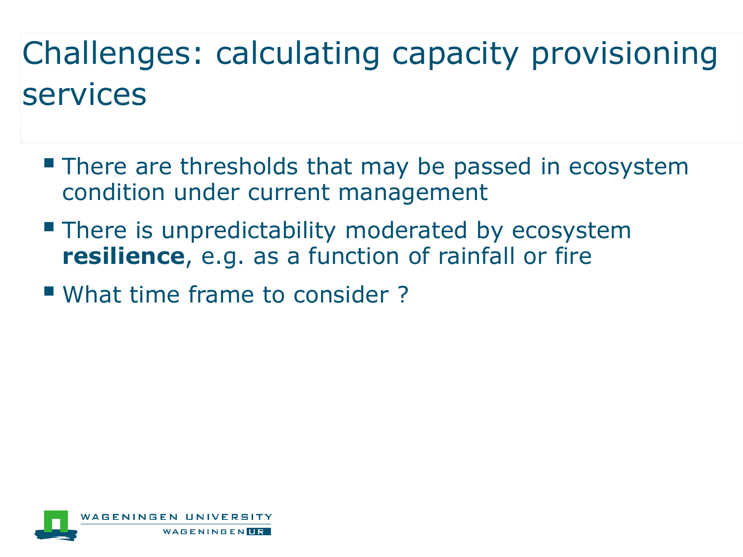# Challenges: calculating capacity provisioning services

- There are thresholds that may be passed in ecosystem condition under current management
- There is unpredictability moderated by ecosystem **resilience**, e.g. as a function of rainfall or fire
- What time frame to consider ?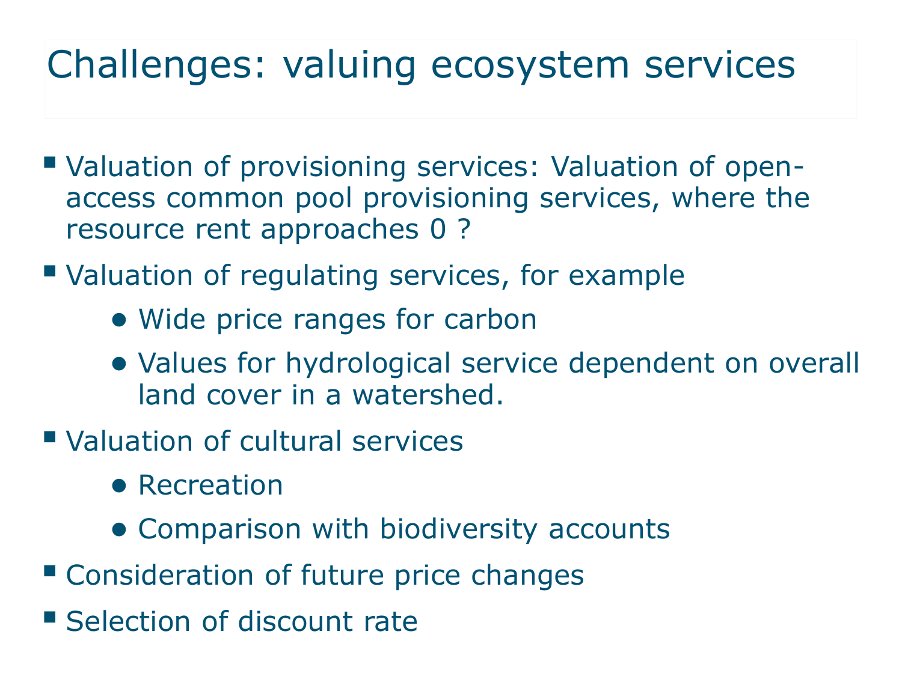# Challenges: valuing ecosystem services

- Valuation of provisioning services: Valuation of open-access common pool provisioning services, where the resource rent approaches 0 ?
- Valuation of regulating services, for example
  - Wide price ranges for carbon
  - Values for hydrological service dependent on overall land cover in a watershed.
- Valuation of cultural services
  - Recreation
  - Comparison with biodiversity accounts
- Consideration of future price changes
- Selection of discount rate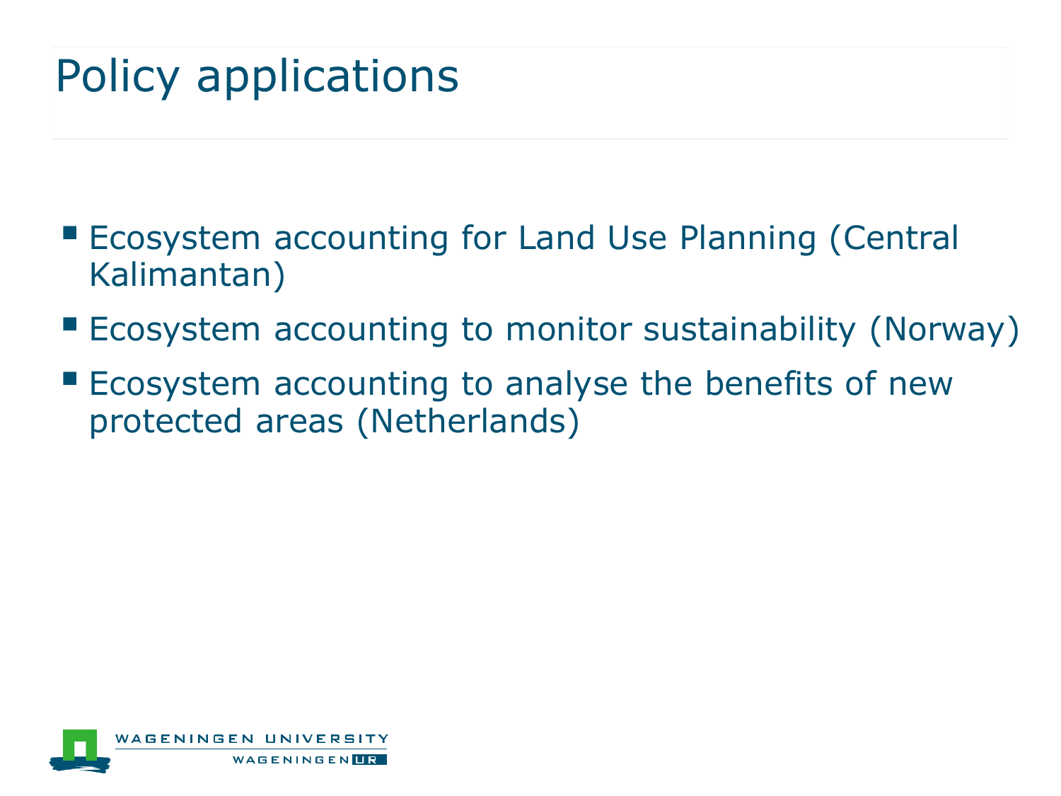# Policy applications

- Ecosystem accounting for Land Use Planning (Central Kalimantan)
- Ecosystem accounting to monitor sustainability (Norway)
- Ecosystem accounting to analyse the benefits of new protected areas (Netherlands)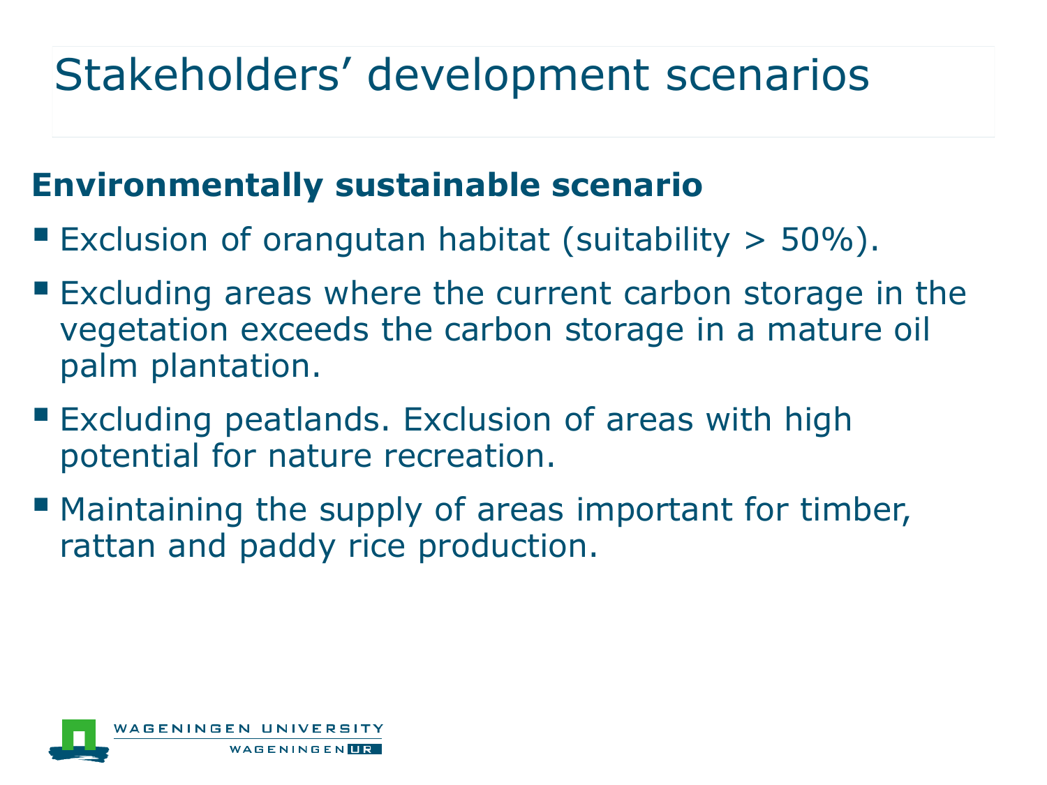# Stakeholders' development scenarios

**Environmentally sustainable scenario**

- Exclusion of orangutan habitat (suitability > 50%).
- Excluding areas where the current carbon storage in the vegetation exceeds the carbon storage in a mature oil palm plantation.
- Excluding peatlands. Exclusion of areas with high potential for nature recreation.
- Maintaining the supply of areas important for timber, rattan and paddy rice production.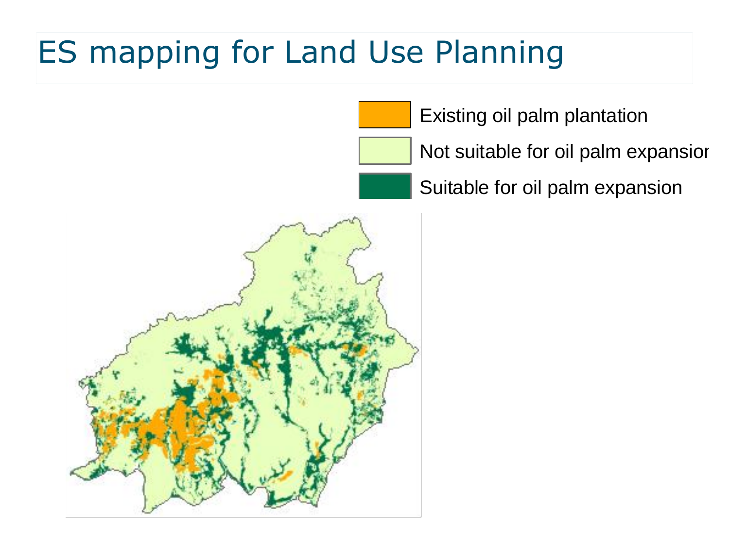# ES mapping for Land Use Planning

- Existing oil palm plantation
- Not suitable for oil palm expansion
- Suitable for oil palm expansion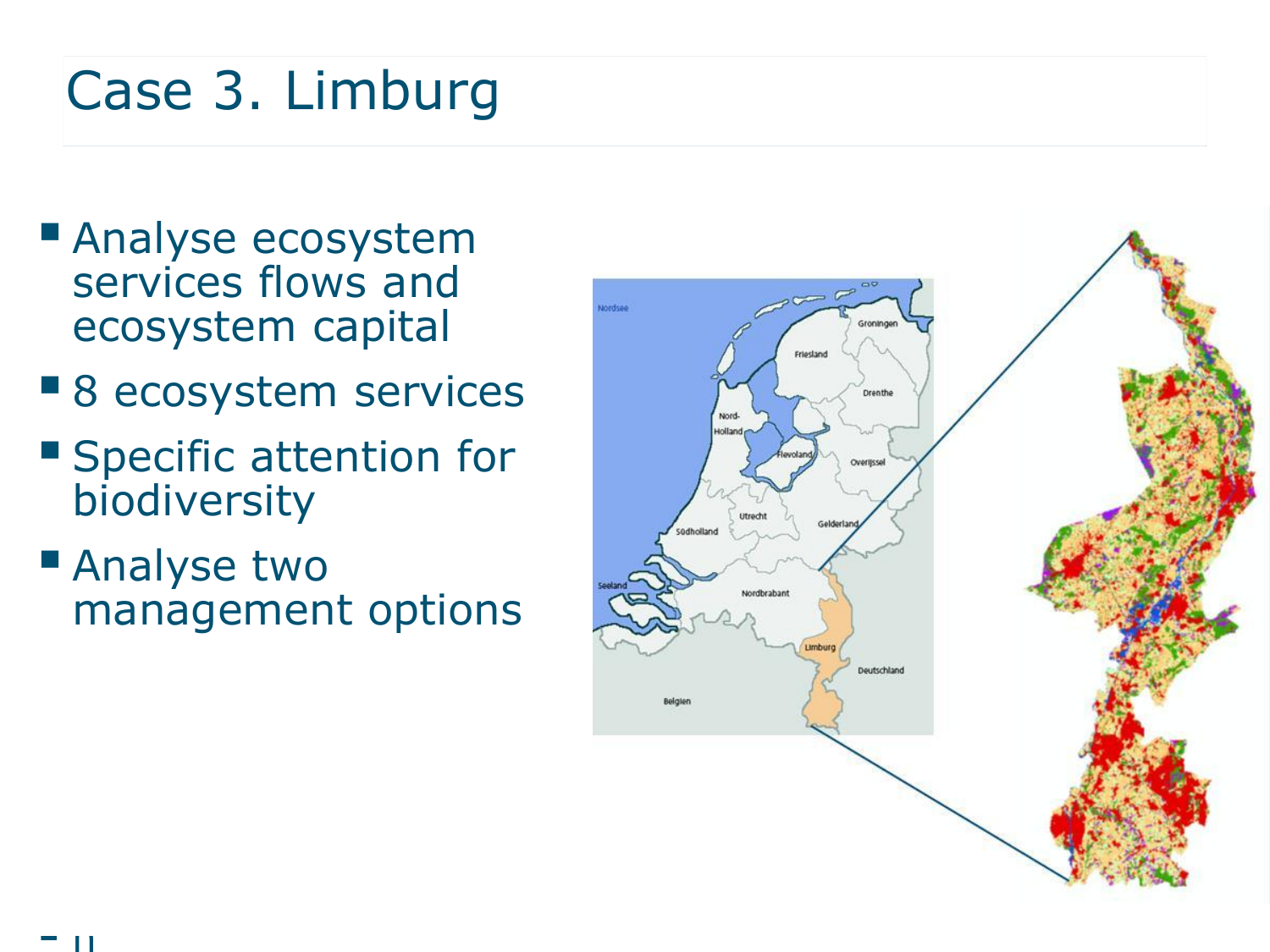# Case 3. Limburg

- Analyse ecosystem services flows and ecosystem capital
- 8 ecosystem services
- Specific attention for biodiversity
- Analyse two management options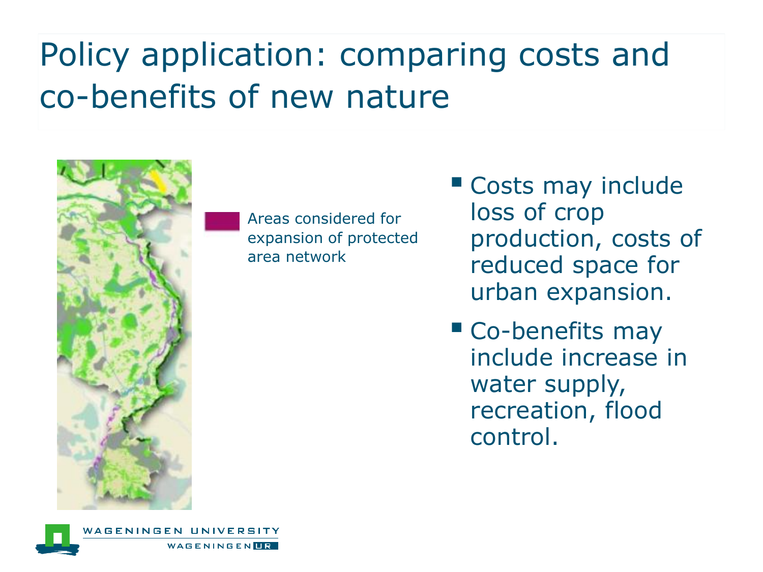# Policy application: comparing costs and co-benefits of new nature

Areas considered for expansion of protected area network

- Costs may include loss of crop production, costs of reduced space for urban expansion.
- Co-benefits may include increase in water supply, recreation, flood control.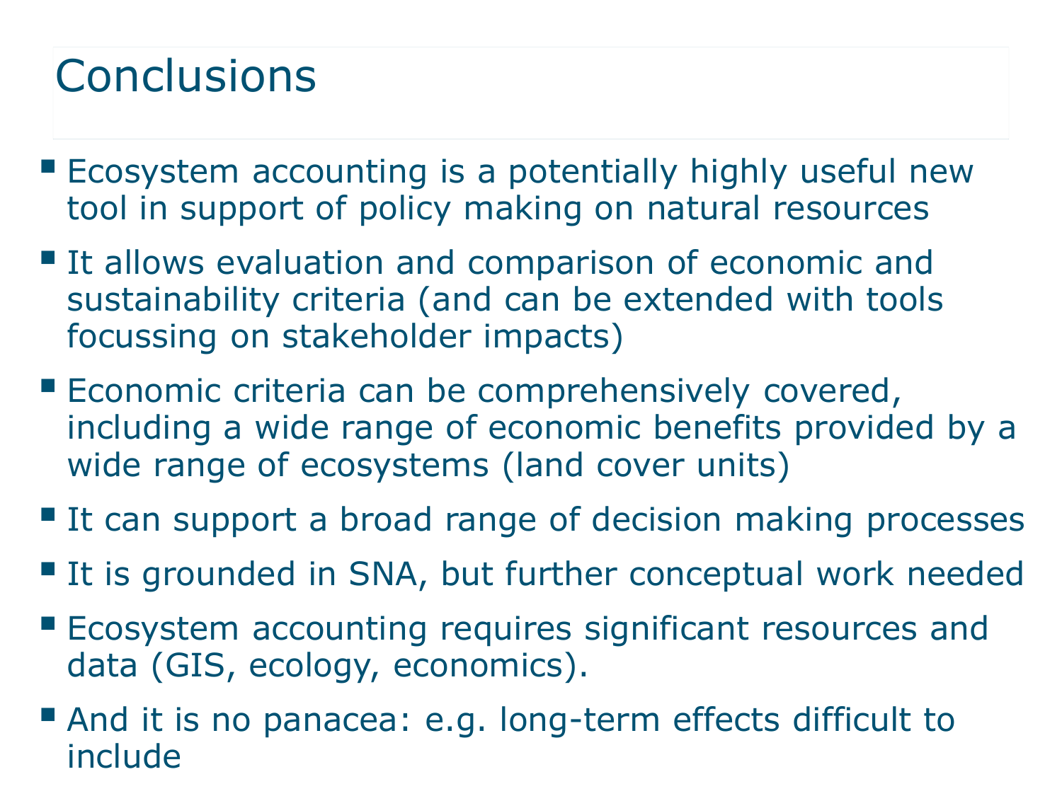# Conclusions

- Ecosystem accounting is a potentially highly useful new tool in support of policy making on natural resources
- It allows evaluation and comparison of economic and sustainability criteria (and can be extended with tools focussing on stakeholder impacts)
- Economic criteria can be comprehensively covered, including a wide range of economic benefits provided by a wide range of ecosystems (land cover units)
- It can support a broad range of decision making processes
- It is grounded in SNA, but further conceptual work needed
- Ecosystem accounting requires significant resources and data (GIS, ecology, economics).
- And it is no panacea: e.g. long-term effects difficult to include